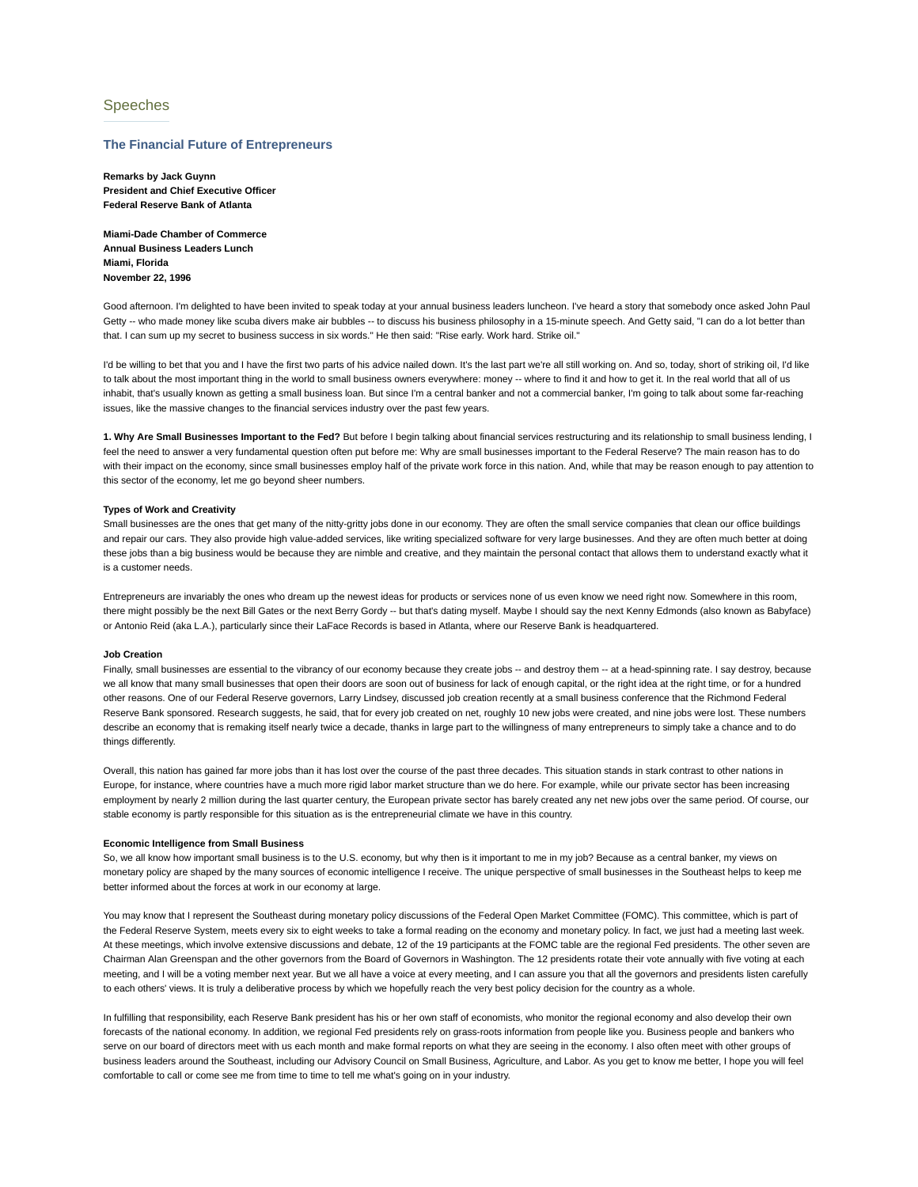## Speeches

### The Financial Future of Entrepreneurs

**Remarks by Jack Guynn**
**President and Chief Executive Officer**
**Federal Reserve Bank of Atlanta**

**Miami-Dade Chamber of Commerce**
**Annual Business Leaders Lunch**
**Miami, Florida**
**November 22, 1996**

Good afternoon. I'm delighted to have been invited to speak today at your annual business leaders luncheon. I've heard a story that somebody once asked John Paul Getty -- who made money like scuba divers make air bubbles -- to discuss his business philosophy in a 15-minute speech. And Getty said, "I can do a lot better than that. I can sum up my secret to business success in six words." He then said: "Rise early. Work hard. Strike oil."

I'd be willing to bet that you and I have the first two parts of his advice nailed down. It's the last part we're all still working on. And so, today, short of striking oil, I'd like to talk about the most important thing in the world to small business owners everywhere: money -- where to find it and how to get it. In the real world that all of us inhabit, that's usually known as getting a small business loan. But since I'm a central banker and not a commercial banker, I'm going to talk about some far-reaching issues, like the massive changes to the financial services industry over the past few years.

**1. Why Are Small Businesses Important to the Fed?** But before I begin talking about financial services restructuring and its relationship to small business lending, I feel the need to answer a very fundamental question often put before me: Why are small businesses important to the Federal Reserve? The main reason has to do with their impact on the economy, since small businesses employ half of the private work force in this nation. And, while that may be reason enough to pay attention to this sector of the economy, let me go beyond sheer numbers.

**Types of Work and Creativity**
Small businesses are the ones that get many of the nitty-gritty jobs done in our economy. They are often the small service companies that clean our office buildings and repair our cars. They also provide high value-added services, like writing specialized software for very large businesses. And they are often much better at doing these jobs than a big business would be because they are nimble and creative, and they maintain the personal contact that allows them to understand exactly what it is a customer needs.

Entrepreneurs are invariably the ones who dream up the newest ideas for products or services none of us even know we need right now. Somewhere in this room, there might possibly be the next Bill Gates or the next Berry Gordy -- but that's dating myself. Maybe I should say the next Kenny Edmonds (also known as Babyface) or Antonio Reid (aka L.A.), particularly since their LaFace Records is based in Atlanta, where our Reserve Bank is headquartered.

**Job Creation**
Finally, small businesses are essential to the vibrancy of our economy because they create jobs -- and destroy them -- at a head-spinning rate. I say destroy, because we all know that many small businesses that open their doors are soon out of business for lack of enough capital, or the right idea at the right time, or for a hundred other reasons. One of our Federal Reserve governors, Larry Lindsey, discussed job creation recently at a small business conference that the Richmond Federal Reserve Bank sponsored. Research suggests, he said, that for every job created on net, roughly 10 new jobs were created, and nine jobs were lost. These numbers describe an economy that is remaking itself nearly twice a decade, thanks in large part to the willingness of many entrepreneurs to simply take a chance and to do things differently.

Overall, this nation has gained far more jobs than it has lost over the course of the past three decades. This situation stands in stark contrast to other nations in Europe, for instance, where countries have a much more rigid labor market structure than we do here. For example, while our private sector has been increasing employment by nearly 2 million during the last quarter century, the European private sector has barely created any net new jobs over the same period. Of course, our stable economy is partly responsible for this situation as is the entrepreneurial climate we have in this country.

**Economic Intelligence from Small Business**
So, we all know how important small business is to the U.S. economy, but why then is it important to me in my job? Because as a central banker, my views on monetary policy are shaped by the many sources of economic intelligence I receive. The unique perspective of small businesses in the Southeast helps to keep me better informed about the forces at work in our economy at large.

You may know that I represent the Southeast during monetary policy discussions of the Federal Open Market Committee (FOMC). This committee, which is part of the Federal Reserve System, meets every six to eight weeks to take a formal reading on the economy and monetary policy. In fact, we just had a meeting last week. At these meetings, which involve extensive discussions and debate, 12 of the 19 participants at the FOMC table are the regional Fed presidents. The other seven are Chairman Alan Greenspan and the other governors from the Board of Governors in Washington. The 12 presidents rotate their vote annually with five voting at each meeting, and I will be a voting member next year. But we all have a voice at every meeting, and I can assure you that all the governors and presidents listen carefully to each others' views. It is truly a deliberative process by which we hopefully reach the very best policy decision for the country as a whole.

In fulfilling that responsibility, each Reserve Bank president has his or her own staff of economists, who monitor the regional economy and also develop their own forecasts of the national economy. In addition, we regional Fed presidents rely on grass-roots information from people like you. Business people and bankers who serve on our board of directors meet with us each month and make formal reports on what they are seeing in the economy. I also often meet with other groups of business leaders around the Southeast, including our Advisory Council on Small Business, Agriculture, and Labor. As you get to know me better, I hope you will feel comfortable to call or come see me from time to time to tell me what's going on in your industry.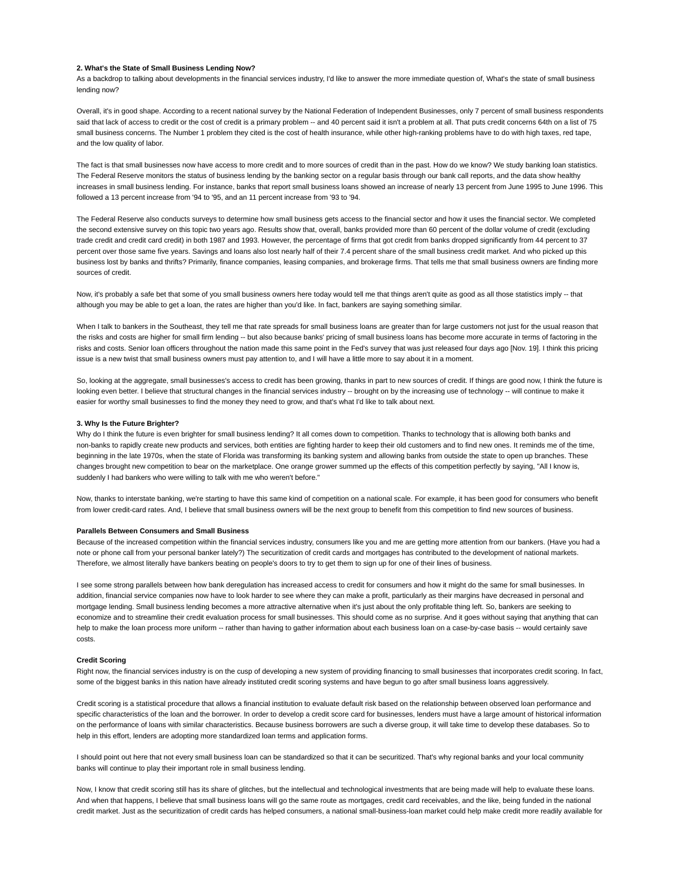**2. What's the State of Small Business Lending Now?**

As a backdrop to talking about developments in the financial services industry, I'd like to answer the more immediate question of, What's the state of small business lending now?

Overall, it's in good shape. According to a recent national survey by the National Federation of Independent Businesses, only 7 percent of small business respondents said that lack of access to credit or the cost of credit is a primary problem -- and 40 percent said it isn't a problem at all. That puts credit concerns 64th on a list of 75 small business concerns. The Number 1 problem they cited is the cost of health insurance, while other high-ranking problems have to do with high taxes, red tape, and the low quality of labor.

The fact is that small businesses now have access to more credit and to more sources of credit than in the past. How do we know? We study banking loan statistics. The Federal Reserve monitors the status of business lending by the banking sector on a regular basis through our bank call reports, and the data show healthy increases in small business lending. For instance, banks that report small business loans showed an increase of nearly 13 percent from June 1995 to June 1996. This followed a 13 percent increase from '94 to '95, and an 11 percent increase from '93 to '94.

The Federal Reserve also conducts surveys to determine how small business gets access to the financial sector and how it uses the financial sector. We completed the second extensive survey on this topic two years ago. Results show that, overall, banks provided more than 60 percent of the dollar volume of credit (excluding trade credit and credit card credit) in both 1987 and 1993. However, the percentage of firms that got credit from banks dropped significantly from 44 percent to 37 percent over those same five years. Savings and loans also lost nearly half of their 7.4 percent share of the small business credit market. And who picked up this business lost by banks and thrifts? Primarily, finance companies, leasing companies, and brokerage firms. That tells me that small business owners are finding more sources of credit.

Now, it's probably a safe bet that some of you small business owners here today would tell me that things aren't quite as good as all those statistics imply -- that although you may be able to get a loan, the rates are higher than you'd like. In fact, bankers are saying something similar.

When I talk to bankers in the Southeast, they tell me that rate spreads for small business loans are greater than for large customers not just for the usual reason that the risks and costs are higher for small firm lending -- but also because banks' pricing of small business loans has become more accurate in terms of factoring in the risks and costs. Senior loan officers throughout the nation made this same point in the Fed's survey that was just released four days ago [Nov. 19]. I think this pricing issue is a new twist that small business owners must pay attention to, and I will have a little more to say about it in a moment.

So, looking at the aggregate, small businesses's access to credit has been growing, thanks in part to new sources of credit. If things are good now, I think the future is looking even better. I believe that structural changes in the financial services industry -- brought on by the increasing use of technology -- will continue to make it easier for worthy small businesses to find the money they need to grow, and that's what I'd like to talk about next.

**3. Why Is the Future Brighter?**

Why do I think the future is even brighter for small business lending? It all comes down to competition. Thanks to technology that is allowing both banks and non-banks to rapidly create new products and services, both entities are fighting harder to keep their old customers and to find new ones. It reminds me of the time, beginning in the late 1970s, when the state of Florida was transforming its banking system and allowing banks from outside the state to open up branches. These changes brought new competition to bear on the marketplace. One orange grower summed up the effects of this competition perfectly by saying, "All I know is, suddenly I had bankers who were willing to talk with me who weren't before."

Now, thanks to interstate banking, we're starting to have this same kind of competition on a national scale. For example, it has been good for consumers who benefit from lower credit-card rates. And, I believe that small business owners will be the next group to benefit from this competition to find new sources of business.

**Parallels Between Consumers and Small Business**

Because of the increased competition within the financial services industry, consumers like you and me are getting more attention from our bankers. (Have you had a note or phone call from your personal banker lately?) The securitization of credit cards and mortgages has contributed to the development of national markets. Therefore, we almost literally have bankers beating on people's doors to try to get them to sign up for one of their lines of business.

I see some strong parallels between how bank deregulation has increased access to credit for consumers and how it might do the same for small businesses. In addition, financial service companies now have to look harder to see where they can make a profit, particularly as their margins have decreased in personal and mortgage lending. Small business lending becomes a more attractive alternative when it's just about the only profitable thing left. So, bankers are seeking to economize and to streamline their credit evaluation process for small businesses. This should come as no surprise. And it goes without saying that anything that can help to make the loan process more uniform -- rather than having to gather information about each business loan on a case-by-case basis -- would certainly save costs.

**Credit Scoring**

Right now, the financial services industry is on the cusp of developing a new system of providing financing to small businesses that incorporates credit scoring. In fact, some of the biggest banks in this nation have already instituted credit scoring systems and have begun to go after small business loans aggressively.

Credit scoring is a statistical procedure that allows a financial institution to evaluate default risk based on the relationship between observed loan performance and specific characteristics of the loan and the borrower. In order to develop a credit score card for businesses, lenders must have a large amount of historical information on the performance of loans with similar characteristics. Because business borrowers are such a diverse group, it will take time to develop these databases. So to help in this effort, lenders are adopting more standardized loan terms and application forms.

I should point out here that not every small business loan can be standardized so that it can be securitized. That's why regional banks and your local community banks will continue to play their important role in small business lending.

Now, I know that credit scoring still has its share of glitches, but the intellectual and technological investments that are being made will help to evaluate these loans. And when that happens, I believe that small business loans will go the same route as mortgages, credit card receivables, and the like, being funded in the national credit market. Just as the securitization of credit cards has helped consumers, a national small-business-loan market could help make credit more readily available for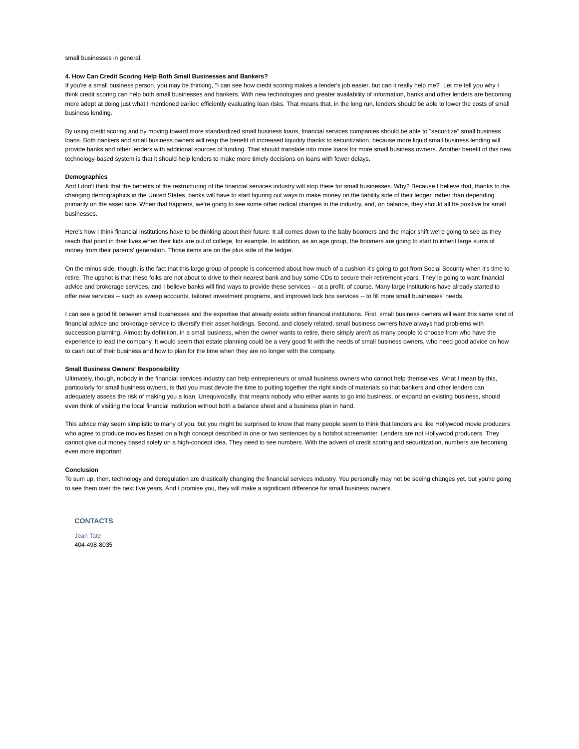small businesses in general.

**4. How Can Credit Scoring Help Both Small Businesses and Bankers?**

If you're a small business person, you may be thinking, "I can see how credit scoring makes a lender's job easier, but can it really help me?" Let me tell you why I think credit scoring can help both small businesses and bankers. With new technologies and greater availability of information, banks and other lenders are becoming more adept at doing just what I mentioned earlier: efficiently evaluating loan risks. That means that, in the long run, lenders should be able to lower the costs of small business lending.

By using credit scoring and by moving toward more standardized small business loans, financial services companies should be able to "securitize" small business loans. Both bankers and small business owners will reap the benefit of increased liquidity thanks to securitization, because more liquid small business lending will provide banks and other lenders with additional sources of funding. That should translate into more loans for more small business owners. Another benefit of this new technology-based system is that it should help lenders to make more timely decisions on loans with fewer delays.

**Demographics**

And I don't think that the benefits of the restructuring of the financial services industry will stop there for small businesses. Why? Because I believe that, thanks to the changing demographics in the United States, banks will have to start figuring out ways to make money on the liability side of their ledger, rather than depending primarily on the asset side. When that happens, we're going to see some other radical changes in the industry, and, on balance, they should all be positive for small businesses.

Here's how I think financial institutions have to be thinking about their future: It all comes down to the baby boomers and the major shift we're going to see as they reach that point in their lives when their kids are out of college, for example. In addition, as an age group, the boomers are going to start to inherit large sums of money from their parents' generation. Those items are on the plus side of the ledger.

On the minus side, though, is the fact that this large group of people is concerned about how much of a cushion it's going to get from Social Security when it's time to retire. The upshot is that these folks are not about to drive to their nearest bank and buy some CDs to secure their retirement years. They're going to want financial advice and brokerage services, and I believe banks will find ways to provide these services -- at a profit, of course. Many large institutions have already started to offer new services -- such as sweep accounts, tailored investment programs, and improved lock box services -- to fill more small businesses' needs.

I can see a good fit between small businesses and the expertise that already exists within financial institutions. First, small business owners will want this same kind of financial advice and brokerage service to diversify their asset holdings. Second, and closely related, small business owners have always had problems with succession planning. Almost by definition, in a small business, when the owner wants to retire, there simply aren't as many people to choose from who have the experience to lead the company. It would seem that estate planning could be a very good fit with the needs of small business owners, who need good advice on how to cash out of their business and how to plan for the time when they are no longer with the company.

**Small Business Owners' Responsibility**

Ultimately, though, nobody in the financial services industry can help entrepreneurs or small business owners who cannot help themselves. What I mean by this, particularly for small business owners, is that you must devote the time to putting together the right kinds of materials so that bankers and other lenders can adequately assess the risk of making you a loan. Unequivocally, that means nobody who either wants to go into business, or expand an existing business, should even think of visiting the local financial institution without both a balance sheet and a business plan in hand.

This advice may seem simplistic to many of you, but you might be surprised to know that many people seem to think that lenders are like Hollywood movie producers who agree to produce movies based on a high concept described in one or two sentences by a hotshot screenwriter. Lenders are not Hollywood producers. They cannot give out money based solely on a high-concept idea. They need to see numbers. With the advent of credit scoring and securitization, numbers are becoming even more important.

**Conclusion**

To sum up, then, technology and deregulation are drastically changing the financial services industry. You personally may not be seeing changes yet, but you're going to see them over the next five years. And I promise you, they will make a significant difference for small business owners.

### CONTACTS

Jean Tate
404-498-8035